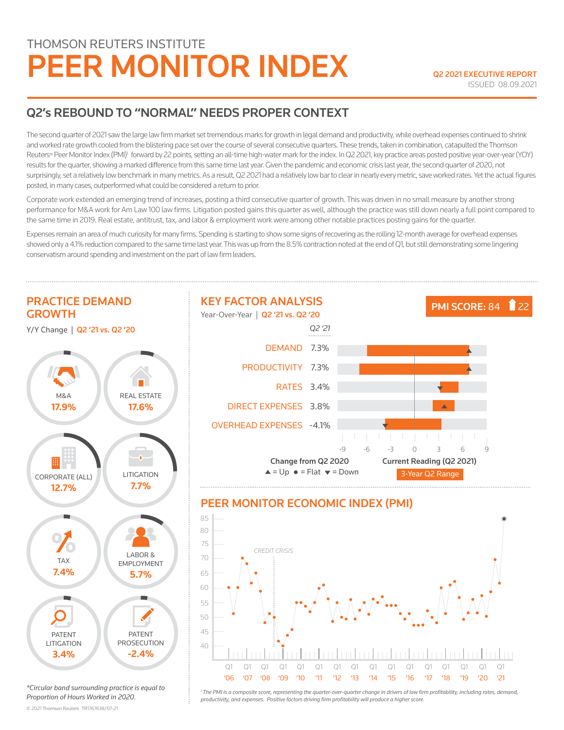THOMSON REUTERS INSTITUTE

# PEER MONITOR INDEX

**Q2 2021 EXECUTIVE REPORT**
ISSUED 08.09.2021

## Q2's REBOUND TO "NORMAL" NEEDS PROPER CONTEXT

The second quarter of 2021 saw the large law firm market set tremendous marks for growth in legal demand and productivity, while overhead expenses continued to shrink and worked rate growth cooled from the blistering pace set over the course of several consecutive quarters. These trends, taken in combination, catapulted the Thomson Reuters® Peer Monitor Index (PMI)[1] forward by 22 points, setting an all-time high-water mark for the index. In Q2 2021, key practice areas posted positive year-over-year (YOY) results for the quarter, showing a marked difference from this same time last year. Given the pandemic and economic crisis last year, the second quarter of 2020, not surprisingly, set a relatively low benchmark in many metrics. As a result, Q2 2021 had a relatively low bar to clear in nearly every metric, save worked rates. Yet the actual figures posted, in many cases, outperformed what could be considered a return to prior.

Corporate work extended an emerging trend of increases, posting a third consecutive quarter of growth. This was driven in no small measure by another strong performance for M&A work for Am Law 100 law firms. Litigation posted gains this quarter as well, although the practice was still down nearly a full point compared to the same time in 2019. Real estate, antitrust, tax, and labor & employment work were among other notable practices posting gains for the quarter.

Expenses remain an area of much curiosity for many firms. Spending is starting to show some signs of recovering as the rolling 12-month average for overhead expenses showed only a 4.1% reduction compared to the same time last year. This was up from the 8.5% contraction noted at the end of Q1, but still demonstrating some lingering conservatism around spending and investment on the part of law firm leaders.

## PRACTICE DEMAND GROWTH

Y/Y Change | Q2 '21 vs. Q2 '20

| Practice | Y/Y Change |
|---|---|
| M&A | 17.9% |
| REAL ESTATE | 17.6% |
| CORPORATE (ALL) | 12.7% |
| LITIGATION | 7.7% |
| TAX | 7.4% |
| LABOR & EMPLOYMENT | 5.7% |
| PATENT LITIGATION | 3.4% |
| PATENT PROSECUTION | -2.4% |

*\*Circular band surrounding practice is equal to Proportion of Hours Worked in 2020.*

## KEY FACTOR ANALYSIS

Year-Over-Year | Q2 '21 vs. Q2 '20

**PMI SCORE: 84 ⬆22**

| Factor | Q2 '21 | Change from Q2 2020 |
|---|---|---|
| DEMAND | 7.3% | Up |
| PRODUCTIVITY | 7.3% | Up |
| RATES | 3.4% | Down |
| DIRECT EXPENSES | 3.8% | Up |
| OVERHEAD EXPENSES | -4.1% | Down |

Change from Q2 2020: ▲ = Up ● = Flat ▼ = Down
Current Reading (Q2 2021) — 3-Year Q2 Range

## PEER MONITOR ECONOMIC INDEX (PMI)

CREDIT CRISIS

[1] The PMI is a composite score, representing the quarter-over-quarter change in drivers of law firm profitability, including rates, demand, productivity, and expenses. Positive factors driving firm profitability will produce a higher score.

© 2021 Thomson Reuters TR1767638/07-21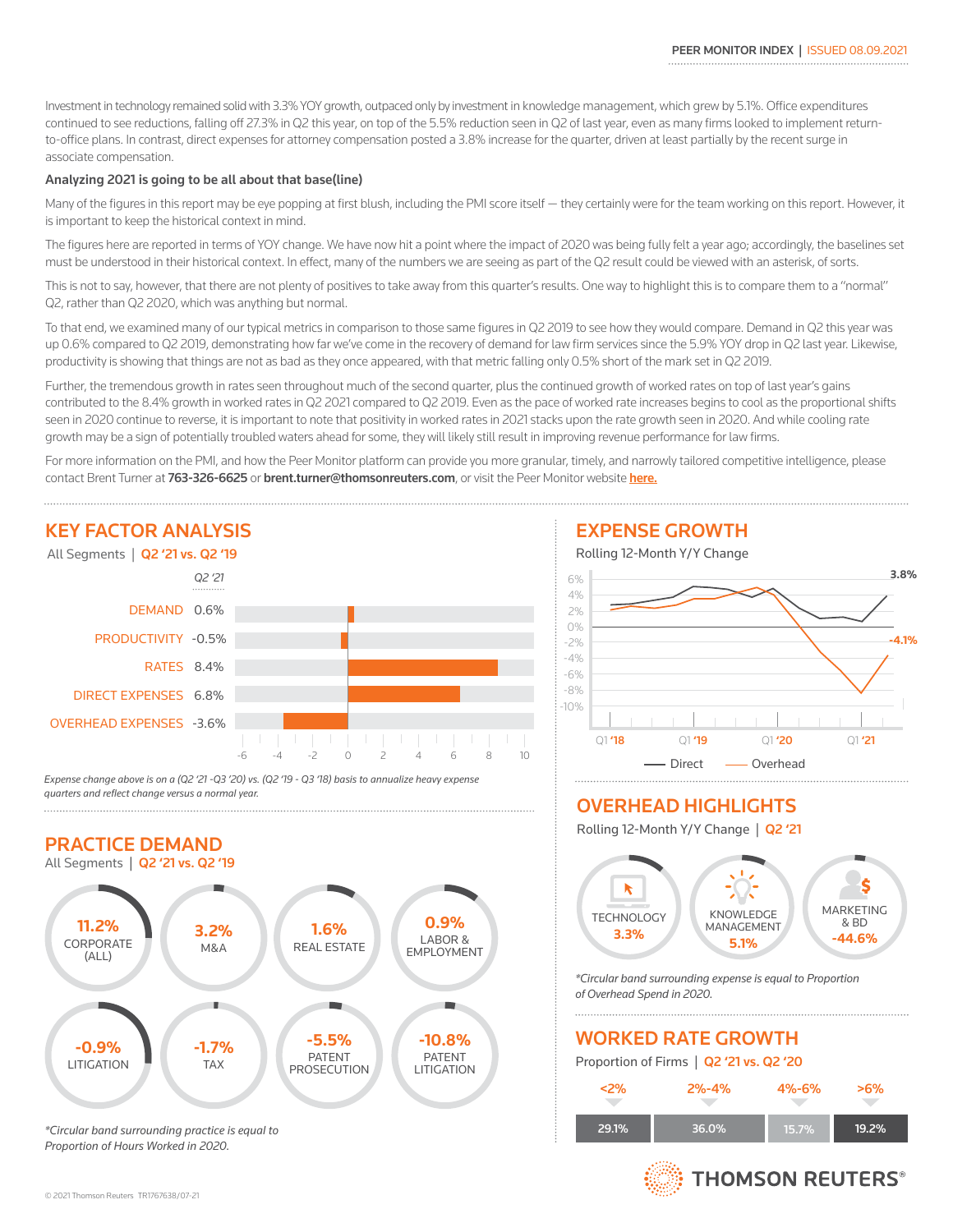Investment in technology remained solid with 3.3% YOY growth, outpaced only by investment in knowledge management, which grew by 5.1%. Office expenditures continued to see reductions, falling off 27.3% in Q2 this year, on top of the 5.5% reduction seen in Q2 of last year, even as many firms looked to implement return-to-office plans. In contrast, direct expenses for attorney compensation posted a 3.8% increase for the quarter, driven at least partially by the recent surge in associate compensation.

**Analyzing 2021 is going to be all about that base(line)**

Many of the figures in this report may be eye popping at first blush, including the PMI score itself — they certainly were for the team working on this report. However, it is important to keep the historical context in mind.

The figures here are reported in terms of YOY change. We have now hit a point where the impact of 2020 was being fully felt a year ago; accordingly, the baselines set must be understood in their historical context. In effect, many of the numbers we are seeing as part of the Q2 result could be viewed with an asterisk, of sorts.

This is not to say, however, that there are not plenty of positives to take away from this quarter's results. One way to highlight this is to compare them to a "normal" Q2, rather than Q2 2020, which was anything but normal.

To that end, we examined many of our typical metrics in comparison to those same figures in Q2 2019 to see how they would compare. Demand in Q2 this year was up 0.6% compared to Q2 2019, demonstrating how far we've come in the recovery of demand for law firm services since the 5.9% YOY drop in Q2 last year. Likewise, productivity is showing that things are not as bad as they once appeared, with that metric falling only 0.5% short of the mark set in Q2 2019.

Further, the tremendous growth in rates seen throughout much of the second quarter, plus the continued growth of worked rates on top of last year's gains contributed to the 8.4% growth in worked rates in Q2 2021 compared to Q2 2019. Even as the pace of worked rate increases begins to cool as the proportional shifts seen in 2020 continue to reverse, it is important to note that positivity in worked rates in 2021 stacks upon the rate growth seen in 2020. And while cooling rate growth may be a sign of potentially troubled waters ahead for some, they will likely still result in improving revenue performance for law firms.

For more information on the PMI, and how the Peer Monitor platform can provide you more granular, timely, and narrowly tailored competitive intelligence, please contact Brent Turner at **763-326-6625** or **brent.turner@thomsonreuters.com**, or visit the Peer Monitor website **here.**

## KEY FACTOR ANALYSIS

All Segments | Q2 '21 vs. Q2 '19

Q2 '21

DEMAND 0.6%
PRODUCTIVITY -0.5%
RATES 8.4%
DIRECT EXPENSES 6.8%
OVERHEAD EXPENSES -3.6%

-6 -4 -2 0 2 4 6 8 10

*Expense change above is on a (Q2 '21 -Q3 '20) vs. (Q2 '19 - Q3 '18) basis to annualize heavy expense quarters and reflect change versus a normal year.*

## PRACTICE DEMAND

All Segments | Q2 '21 vs. Q2 '19

11.2% CORPORATE (ALL)
3.2% M&A
1.6% REAL ESTATE
0.9% LABOR & EMPLOYMENT
-0.9% LITIGATION
-1.7% TAX
-5.5% PATENT PROSECUTION
-10.8% PATENT LITIGATION

*Circular band surrounding practice is equal to Proportion of Hours Worked in 2020.*

## EXPENSE GROWTH

Rolling 12-Month Y/Y Change

6% 4% 2% 0% -2% -4% -6% -8% -10%

Q1 '18 Q1 '19 Q1 '20 Q1 '21

3.8%
-4.1%

Direct — Overhead

## OVERHEAD HIGHLIGHTS

Rolling 12-Month Y/Y Change | Q2 '21

TECHNOLOGY 3.3%
KNOWLEDGE MANAGEMENT 5.1%
MARKETING & BD -44.6%

*Circular band surrounding expense is equal to Proportion of Overhead Spend in 2020.*

## WORKED RATE GROWTH

Proportion of Firms | Q2 '21 vs. Q2 '20

<2% 29.1%
2%-4% 36.0%
4%-6% 15.7%
>6% 19.2%

THOMSON REUTERS®

© 2021 Thomson Reuters TR1767638/07-21